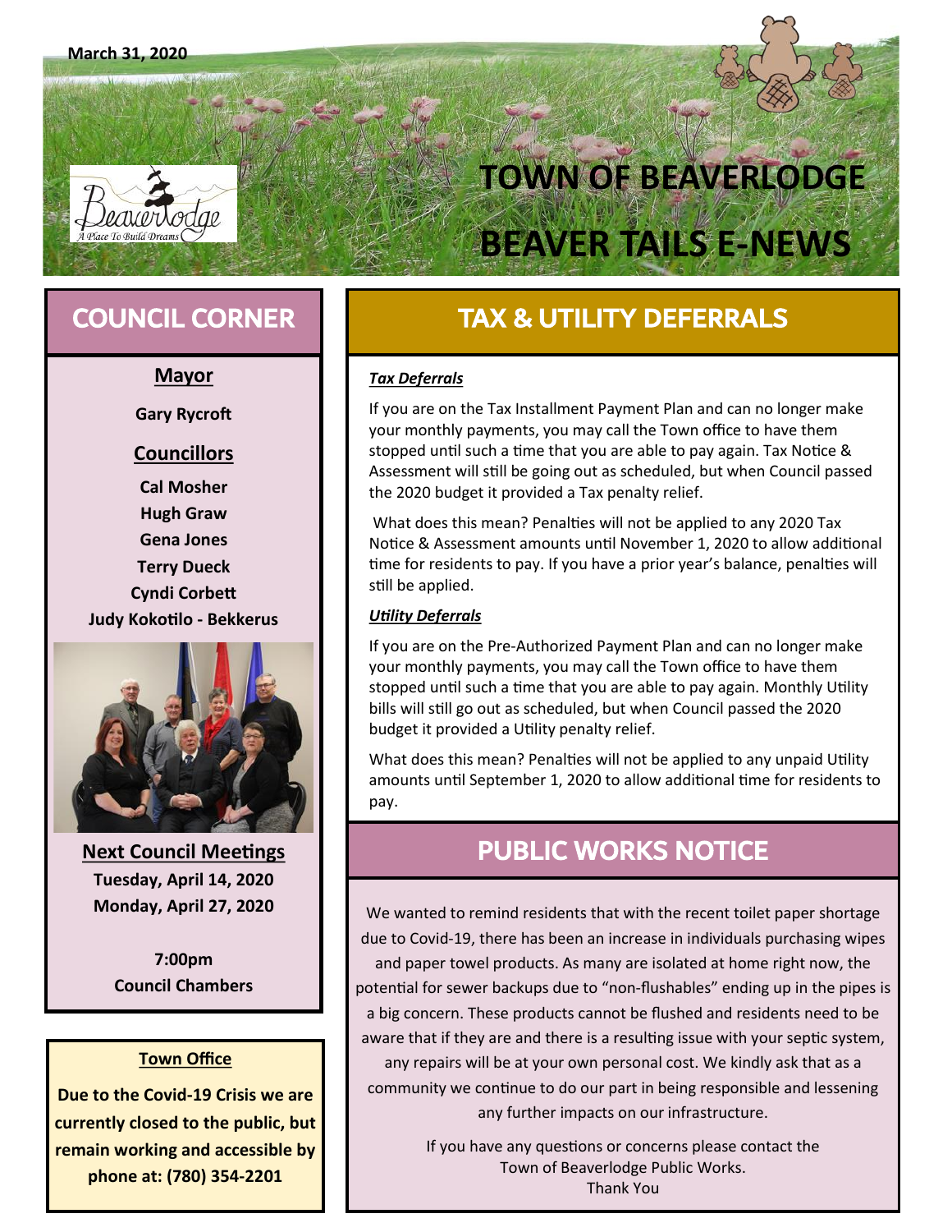March 31, 2020

# TOWN OF BEAVERLODGE

# BEAVER TAILS E-NEWS

## COUNCIL CORNER

**Mayor**

**Gary Rycroft**

**Councillors**

**Cal Mosher**
**Hugh Graw**
**Gena Jones**
**Terry Dueck**
**Cyndi Corbett**
**Judy Kokotilo - Bekkerus**

**Next Council Meetings**
**Tuesday, April 14, 2020**
**Monday, April 27, 2020**

**7:00pm**
**Council Chambers**

**Town Office**

**Due to the Covid-19 Crisis we are currently closed to the public, but remain working and accessible by phone at: (780) 354-2201**

## TAX & UTILITY DEFERRALS

***Tax Deferrals***

If you are on the Tax Installment Payment Plan and can no longer make your monthly payments, you may call the Town office to have them stopped until such a time that you are able to pay again. Tax Notice & Assessment will still be going out as scheduled, but when Council passed the 2020 budget it provided a Tax penalty relief.

What does this mean? Penalties will not be applied to any 2020 Tax Notice & Assessment amounts until November 1, 2020 to allow additional time for residents to pay. If you have a prior year's balance, penalties will still be applied.

***Utility Deferrals***

If you are on the Pre-Authorized Payment Plan and can no longer make your monthly payments, you may call the Town office to have them stopped until such a time that you are able to pay again. Monthly Utility bills will still go out as scheduled, but when Council passed the 2020 budget it provided a Utility penalty relief.

What does this mean? Penalties will not be applied to any unpaid Utility amounts until September 1, 2020 to allow additional time for residents to pay.

## PUBLIC WORKS NOTICE

We wanted to remind residents that with the recent toilet paper shortage due to Covid-19, there has been an increase in individuals purchasing wipes and paper towel products. As many are isolated at home right now, the potential for sewer backups due to "non-flushables" ending up in the pipes is a big concern. These products cannot be flushed and residents need to be aware that if they are and there is a resulting issue with your septic system, any repairs will be at your own personal cost. We kindly ask that as a community we continue to do our part in being responsible and lessening any further impacts on our infrastructure.

If you have any questions or concerns please contact the Town of Beaverlodge Public Works.
Thank You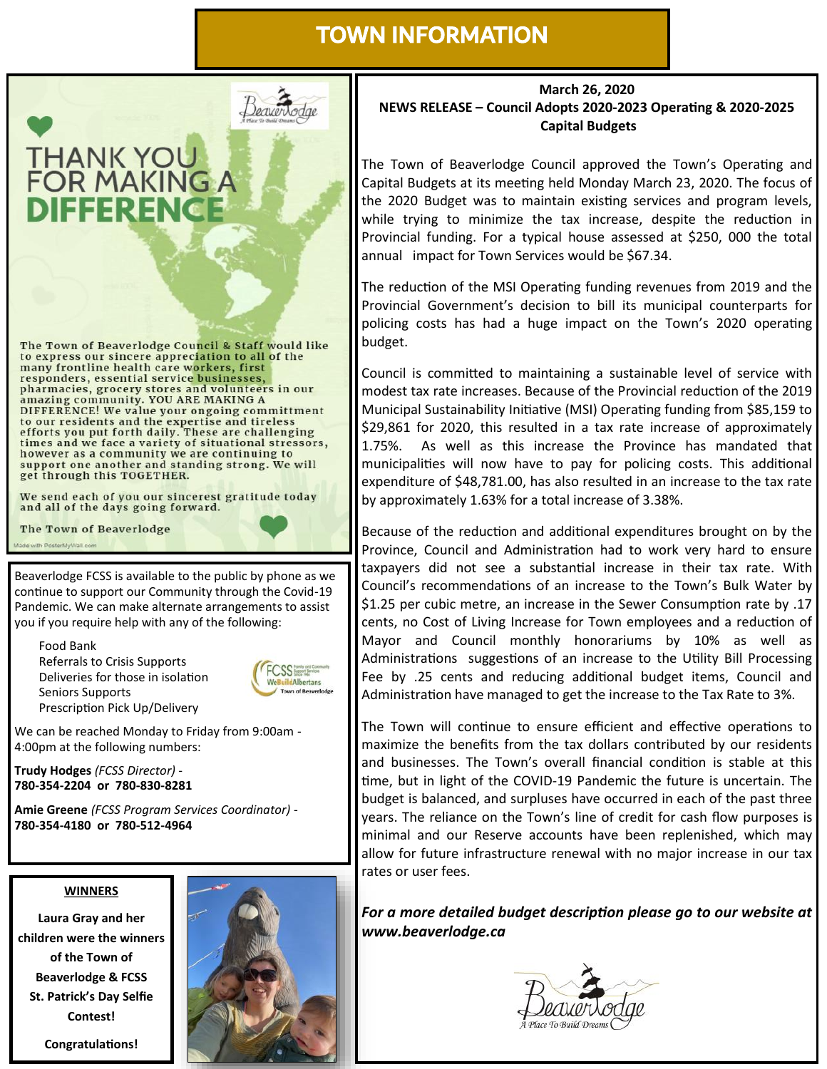# TOWN INFORMATION

## THANK YOU FOR MAKING A DIFFERENCE

The Town of Beaverlodge Council & Staff would like to express our sincere appreciation to all of the many frontline health care workers, first responders, essential service businesses, pharmacies, grocery stores and volunteers in our amazing community. YOU ARE MAKING A DIFFERENCE! We value your ongoing committment to our residents and the expertise and tireless efforts you put forth daily. These are challenging times and we face a variety of situational stressors, however as a community we are continuing to support one another and standing strong. We will get through this TOGETHER.

We send each of you our sincerest gratitude today and all of the days going forward.

The Town of Beaverlodge

Made with PosterMyWall.com

---

Beaverlodge FCSS is available to the public by phone as we continue to support our Community through the Covid-19 Pandemic. We can make alternate arrangements to assist you if you require help with any of the following:

- Food Bank
- Referrals to Crisis Supports
- Deliveries for those in isolation
- Seniors Supports
- Prescription Pick Up/Delivery

We can be reached Monday to Friday from 9:00am - 4:00pm at the following numbers:

**Trudy Hodges** *(FCSS Director)* - **780-354-2204 or 780-830-8281**

**Amie Greene** *(FCSS Program Services Coordinator)* - **780-354-4180 or 780-512-4964**

---

**WINNERS**

**Laura Gray and her children were the winners of the Town of Beaverlodge & FCSS St. Patrick's Day Selfie Contest!**

**Congratulations!**

---

**March 26, 2020**
**NEWS RELEASE – Council Adopts 2020-2023 Operating & 2020-2025 Capital Budgets**

The Town of Beaverlodge Council approved the Town's Operating and Capital Budgets at its meeting held Monday March 23, 2020. The focus of the 2020 Budget was to maintain existing services and program levels, while trying to minimize the tax increase, despite the reduction in Provincial funding. For a typical house assessed at $250, 000 the total annual impact for Town Services would be $67.34.

The reduction of the MSI Operating funding revenues from 2019 and the Provincial Government's decision to bill its municipal counterparts for policing costs has had a huge impact on the Town's 2020 operating budget.

Council is committed to maintaining a sustainable level of service with modest tax rate increases. Because of the Provincial reduction of the 2019 Municipal Sustainability Initiative (MSI) Operating funding from $85,159 to $29,861 for 2020, this resulted in a tax rate increase of approximately 1.75%. As well as this increase the Province has mandated that municipalities will now have to pay for policing costs. This additional expenditure of $48,781.00, has also resulted in an increase to the tax rate by approximately 1.63% for a total increase of 3.38%.

Because of the reduction and additional expenditures brought on by the Province, Council and Administration had to work very hard to ensure taxpayers did not see a substantial increase in their tax rate. With Council's recommendations of an increase to the Town's Bulk Water by $1.25 per cubic metre, an increase in the Sewer Consumption rate by .17 cents, no Cost of Living Increase for Town employees and a reduction of Mayor and Council monthly honorariums by 10% as well as Administrations suggestions of an increase to the Utility Bill Processing Fee by .25 cents and reducing additional budget items, Council and Administration have managed to get the increase to the Tax Rate to 3%.

The Town will continue to ensure efficient and effective operations to maximize the benefits from the tax dollars contributed by our residents and businesses. The Town's overall financial condition is stable at this time, but in light of the COVID-19 Pandemic the future is uncertain. The budget is balanced, and surpluses have occurred in each of the past three years. The reliance on the Town's line of credit for cash flow purposes is minimal and our Reserve accounts have been replenished, which may allow for future infrastructure renewal with no major increase in our tax rates or user fees.

***For a more detailed budget description please go to our website at www.beaverlodge.ca***

Beaverlodge – A Place To Build Dreams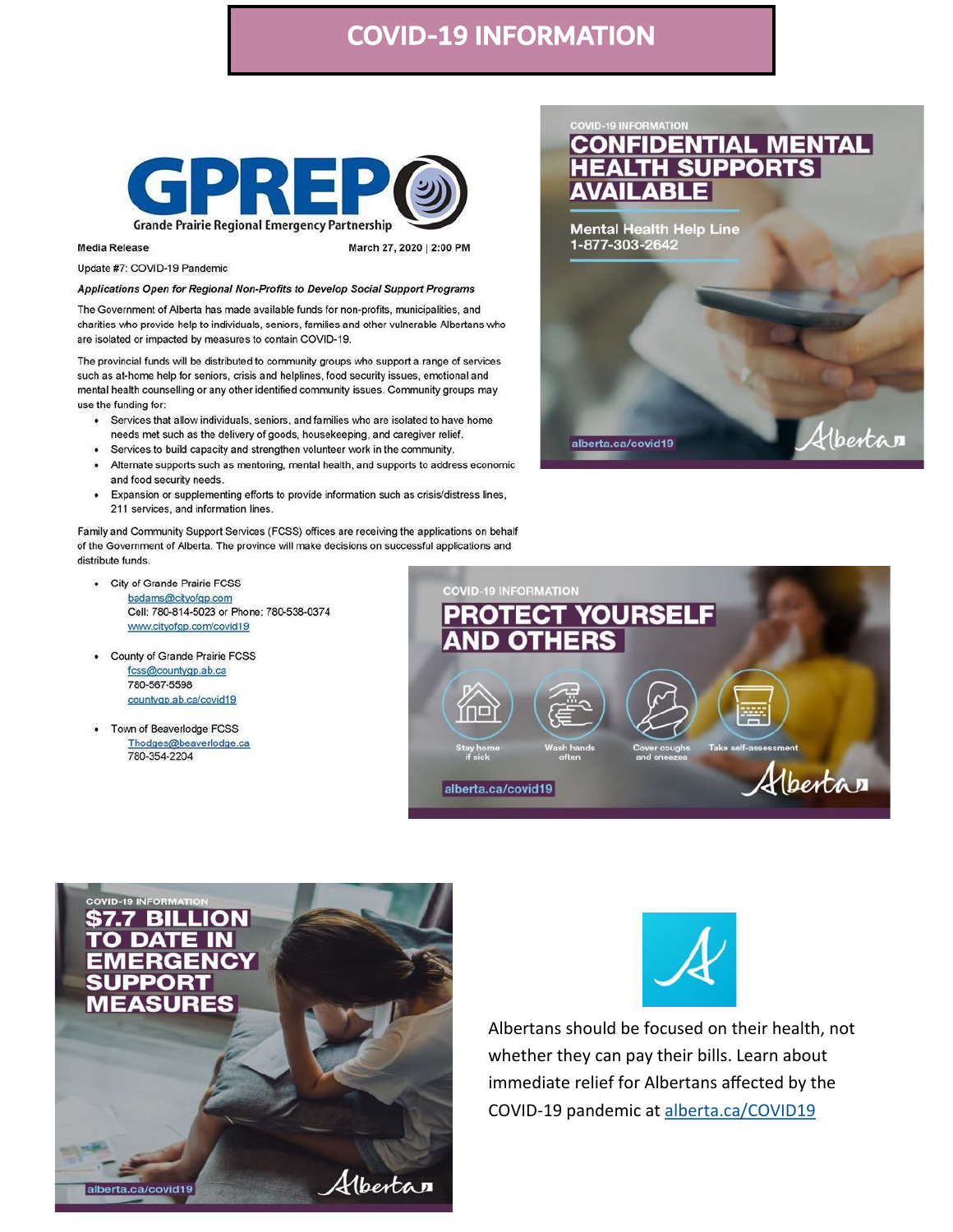# COVID-19 INFORMATION

**GPREP**

Grande Prairie Regional Emergency Partnership

**Media Release** **March 27, 2020 | 2:00 PM**

Update #7: COVID-19 Pandemic

***Applications Open for Regional Non-Profits to Develop Social Support Programs***

The Government of Alberta has made available funds for non-profits, municipalities, and charities who provide help to individuals, seniors, families and other vulnerable Albertans who are isolated or impacted by measures to contain COVID-19.

The provincial funds will be distributed to community groups who support a range of services such as at-home help for seniors, crisis and helplines, food security issues, emotional and mental health counselling or any other identified community issues. Community groups may use the funding for:

- Services that allow individuals, seniors, and families who are isolated to have home needs met such as the delivery of goods, housekeeping, and caregiver relief.
- Services to build capacity and strengthen volunteer work in the community.
- Alternate supports such as mentoring, mental health, and supports to address economic and food security needs.
- Expansion or supplementing efforts to provide information such as crisis/distress lines, 211 services, and information lines.

Family and Community Support Services (FCSS) offices are receiving the applications on behalf of the Government of Alberta. The province will make decisions on successful applications and distribute funds.

- City of Grande Prairie FCSS
  badams@cityofgp.com
  Cell: 780-814-5023 or Phone: 780-538-0374
  www.cityofgp.com/covid19
- County of Grande Prairie FCSS
  fcss@countygp.ab.ca
  780-567-5598
  countygp.ab.ca/covid19
- Town of Beaverlodge FCSS
  Thodges@beaverlodge.ca
  780-354-2204

COVID-19 INFORMATION

**CONFIDENTIAL MENTAL HEALTH SUPPORTS AVAILABLE**

**Mental Health Help Line**
**1-877-303-2642**

alberta.ca/covid19

COVID-19 INFORMATION

**PROTECT YOURSELF AND OTHERS**

Stay home if sick | Wash hands often | Cover coughs and sneezes | Take self-assessment

alberta.ca/covid19

COVID-19 INFORMATION

**$7.7 BILLION TO DATE IN EMERGENCY SUPPORT MEASURES**

alberta.ca/covid19

Albertans should be focused on their health, not whether they can pay their bills. Learn about immediate relief for Albertans affected by the COVID-19 pandemic at alberta.ca/COVID19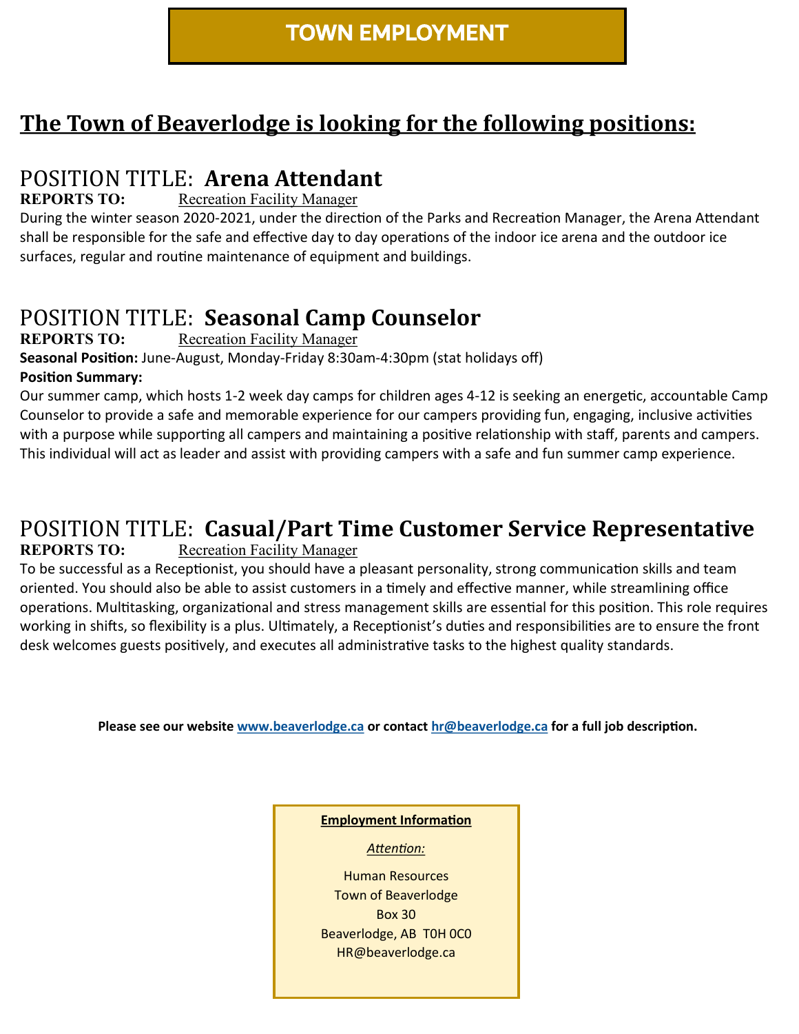# TOWN EMPLOYMENT

## The Town of Beaverlodge is looking for the following positions:

### POSITION TITLE: **Arena Attendant**

**REPORTS TO:** Recreation Facility Manager

During the winter season 2020-2021, under the direction of the Parks and Recreation Manager, the Arena Attendant shall be responsible for the safe and effective day to day operations of the indoor ice arena and the outdoor ice surfaces, regular and routine maintenance of equipment and buildings.

### POSITION TITLE: **Seasonal Camp Counselor**

**REPORTS TO:** Recreation Facility Manager

**Seasonal Position:** June-August, Monday-Friday 8:30am-4:30pm (stat holidays off)

**Position Summary:**

Our summer camp, which hosts 1-2 week day camps for children ages 4-12 is seeking an energetic, accountable Camp Counselor to provide a safe and memorable experience for our campers providing fun, engaging, inclusive activities with a purpose while supporting all campers and maintaining a positive relationship with staff, parents and campers. This individual will act as leader and assist with providing campers with a safe and fun summer camp experience.

### POSITION TITLE: **Casual/Part Time Customer Service Representative**

**REPORTS TO:** Recreation Facility Manager

To be successful as a Receptionist, you should have a pleasant personality, strong communication skills and team oriented. You should also be able to assist customers in a timely and effective manner, while streamlining office operations. Multitasking, organizational and stress management skills are essential for this position. This role requires working in shifts, so flexibility is a plus. Ultimately, a Receptionist's duties and responsibilities are to ensure the front desk welcomes guests positively, and executes all administrative tasks to the highest quality standards.

**Please see our website www.beaverlodge.ca or contact hr@beaverlodge.ca for a full job description.**

**Employment Information**

*Attention:*

Human Resources
Town of Beaverlodge
Box 30
Beaverlodge, AB T0H 0C0
HR@beaverlodge.ca